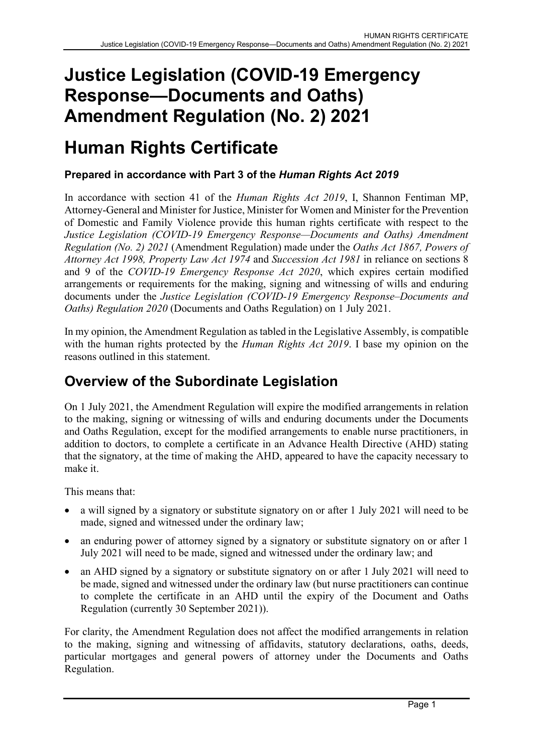# Justice Legislation (COVID-19 Emergency Response—Documents and Oaths) Amendment Regulation (No. 2) 2021

# Human Rights Certificate

### Prepared in accordance with Part 3 of the *Human Rights Act 2019*

In accordance with section 41 of the *Human Rights Act 2019*, I, Shannon Fentiman MP, Attorney-General and Minister for Justice, Minister for Women and Minister for the Prevention of Domestic and Family Violence provide this human rights certificate with respect to the *Justice Legislation (COVID-19 Emergency Response—Documents and Oaths) Amendment Regulation (No. 2) 2021* (Amendment Regulation) made under the *Oaths Act 1867, Powers of Attorney Act 1998, Property Law Act 1974* and *Succession Act 1981* in reliance on sections 8 and 9 of the *COVID-19 Emergency Response Act 2020*, which expires certain modified arrangements or requirements for the making, signing and witnessing of wills and enduring documents under the *Justice Legislation (COVID-19 Emergency Response–Documents and Oaths) Regulation 2020* (Documents and Oaths Regulation) on 1 July 2021.

In my opinion, the Amendment Regulation as tabled in the Legislative Assembly, is compatible with the human rights protected by the *Human Rights Act 2019*. I base my opinion on the reasons outlined in this statement.

## Overview of the Subordinate Legislation

On 1 July 2021, the Amendment Regulation will expire the modified arrangements in relation to the making, signing or witnessing of wills and enduring documents under the Documents and Oaths Regulation, except for the modified arrangements to enable nurse practitioners, in addition to doctors, to complete a certificate in an Advance Health Directive (AHD) stating that the signatory, at the time of making the AHD, appeared to have the capacity necessary to make it.

This means that:

- a will signed by a signatory or substitute signatory on or after 1 July 2021 will need to be made, signed and witnessed under the ordinary law;
- an enduring power of attorney signed by a signatory or substitute signatory on or after 1 July 2021 will need to be made, signed and witnessed under the ordinary law; and
- an AHD signed by a signatory or substitute signatory on or after 1 July 2021 will need to be made, signed and witnessed under the ordinary law (but nurse practitioners can continue to complete the certificate in an AHD until the expiry of the Document and Oaths Regulation (currently 30 September 2021)).

For clarity, the Amendment Regulation does not affect the modified arrangements in relation to the making, signing and witnessing of affidavits, statutory declarations, oaths, deeds, particular mortgages and general powers of attorney under the Documents and Oaths Regulation.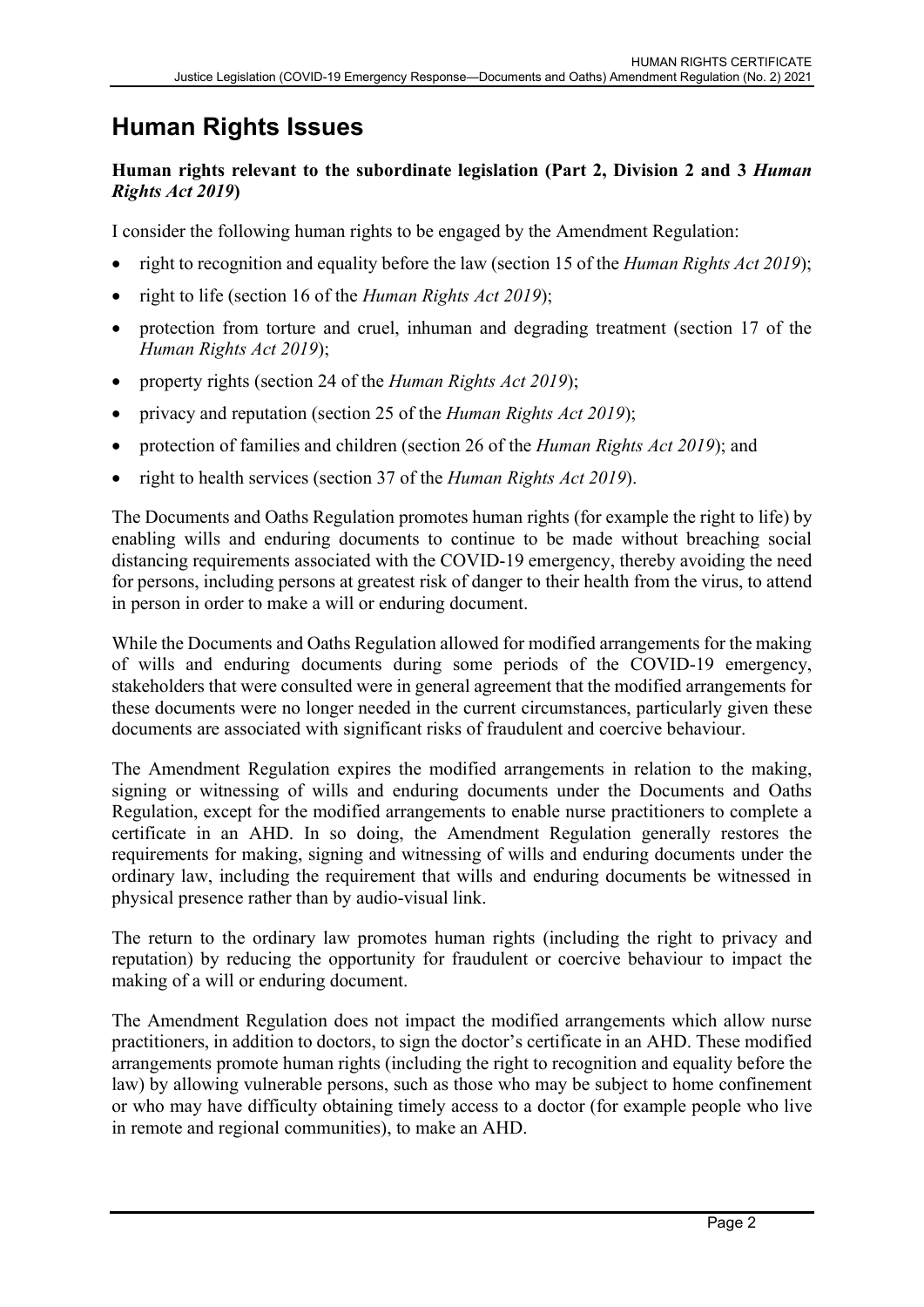# Human Rights Issues

**Human rights relevant to the subordinate legislation (Part 2, Division 2 and 3 *Human Rights Act 2019*)**

I consider the following human rights to be engaged by the Amendment Regulation:

- right to recognition and equality before the law (section 15 of the *Human Rights Act 2019*);
- right to life (section 16 of the *Human Rights Act 2019*);
- protection from torture and cruel, inhuman and degrading treatment (section 17 of the *Human Rights Act 2019*);
- property rights (section 24 of the *Human Rights Act 2019*);
- privacy and reputation (section 25 of the *Human Rights Act 2019*);
- protection of families and children (section 26 of the *Human Rights Act 2019*); and
- right to health services (section 37 of the *Human Rights Act 2019*).

The Documents and Oaths Regulation promotes human rights (for example the right to life) by enabling wills and enduring documents to continue to be made without breaching social distancing requirements associated with the COVID-19 emergency, thereby avoiding the need for persons, including persons at greatest risk of danger to their health from the virus, to attend in person in order to make a will or enduring document.

While the Documents and Oaths Regulation allowed for modified arrangements for the making of wills and enduring documents during some periods of the COVID-19 emergency, stakeholders that were consulted were in general agreement that the modified arrangements for these documents were no longer needed in the current circumstances, particularly given these documents are associated with significant risks of fraudulent and coercive behaviour.

The Amendment Regulation expires the modified arrangements in relation to the making, signing or witnessing of wills and enduring documents under the Documents and Oaths Regulation, except for the modified arrangements to enable nurse practitioners to complete a certificate in an AHD. In so doing, the Amendment Regulation generally restores the requirements for making, signing and witnessing of wills and enduring documents under the ordinary law, including the requirement that wills and enduring documents be witnessed in physical presence rather than by audio-visual link.

The return to the ordinary law promotes human rights (including the right to privacy and reputation) by reducing the opportunity for fraudulent or coercive behaviour to impact the making of a will or enduring document.

The Amendment Regulation does not impact the modified arrangements which allow nurse practitioners, in addition to doctors, to sign the doctor's certificate in an AHD. These modified arrangements promote human rights (including the right to recognition and equality before the law) by allowing vulnerable persons, such as those who may be subject to home confinement or who may have difficulty obtaining timely access to a doctor (for example people who live in remote and regional communities), to make an AHD.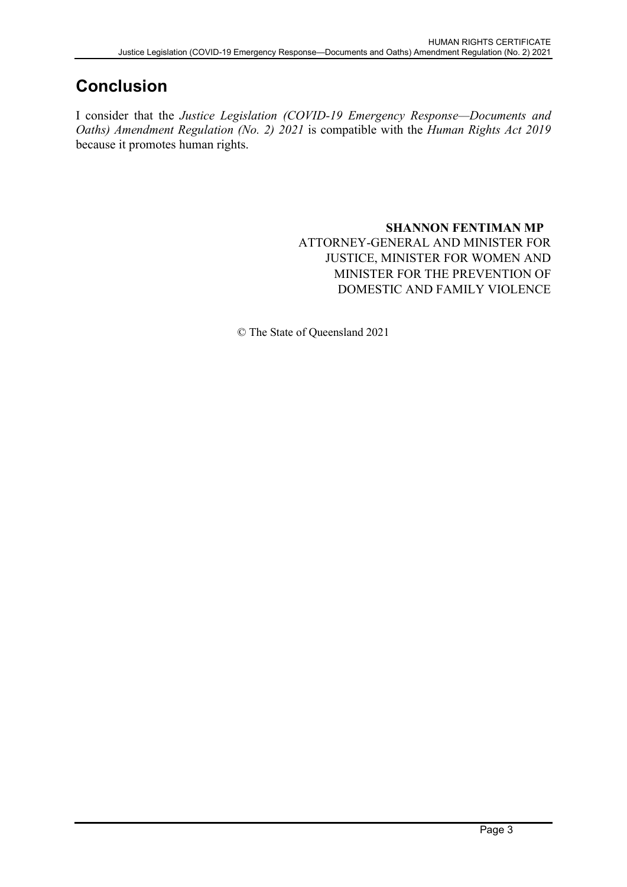## Conclusion

I consider that the *Justice Legislation (COVID-19 Emergency Response—Documents and Oaths) Amendment Regulation (No. 2) 2021* is compatible with the *Human Rights Act 2019* because it promotes human rights.

**SHANNON FENTIMAN MP**
ATTORNEY-GENERAL AND MINISTER FOR JUSTICE, MINISTER FOR WOMEN AND MINISTER FOR THE PREVENTION OF DOMESTIC AND FAMILY VIOLENCE

© The State of Queensland 2021